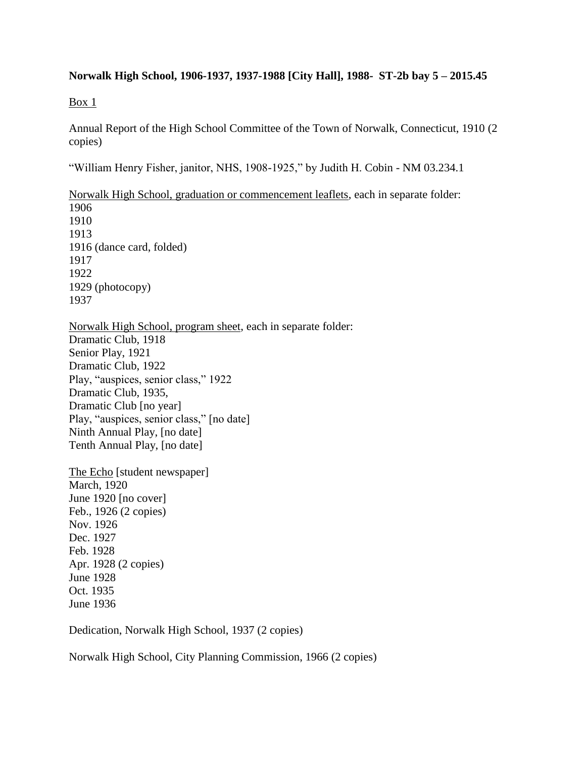**Norwalk High School, 1906-1937, 1937-1988 [City Hall], 1988- ST-2b bay 5 – 2015.45**

Box 1

Annual Report of the High School Committee of the Town of Norwalk, Connecticut, 1910 (2 copies)

"William Henry Fisher, janitor, NHS, 1908-1925," by Judith H. Cobin - NM 03.234.1

Norwalk High School, graduation or commencement leaflets, each in separate folder:
1906
1910
1913
1916 (dance card, folded)
1917
1922
1929 (photocopy)
1937

Norwalk High School, program sheet, each in separate folder:
Dramatic Club, 1918
Senior Play, 1921
Dramatic Club, 1922
Play, "auspices, senior class," 1922
Dramatic Club, 1935,
Dramatic Club [no year]
Play, "auspices, senior class," [no date]
Ninth Annual Play, [no date]
Tenth Annual Play, [no date]

The Echo [student newspaper]
March, 1920
June 1920 [no cover]
Feb., 1926 (2 copies)
Nov. 1926
Dec. 1927
Feb. 1928
Apr. 1928 (2 copies)
June 1928
Oct. 1935
June 1936

Dedication, Norwalk High School, 1937 (2 copies)

Norwalk High School, City Planning Commission, 1966 (2 copies)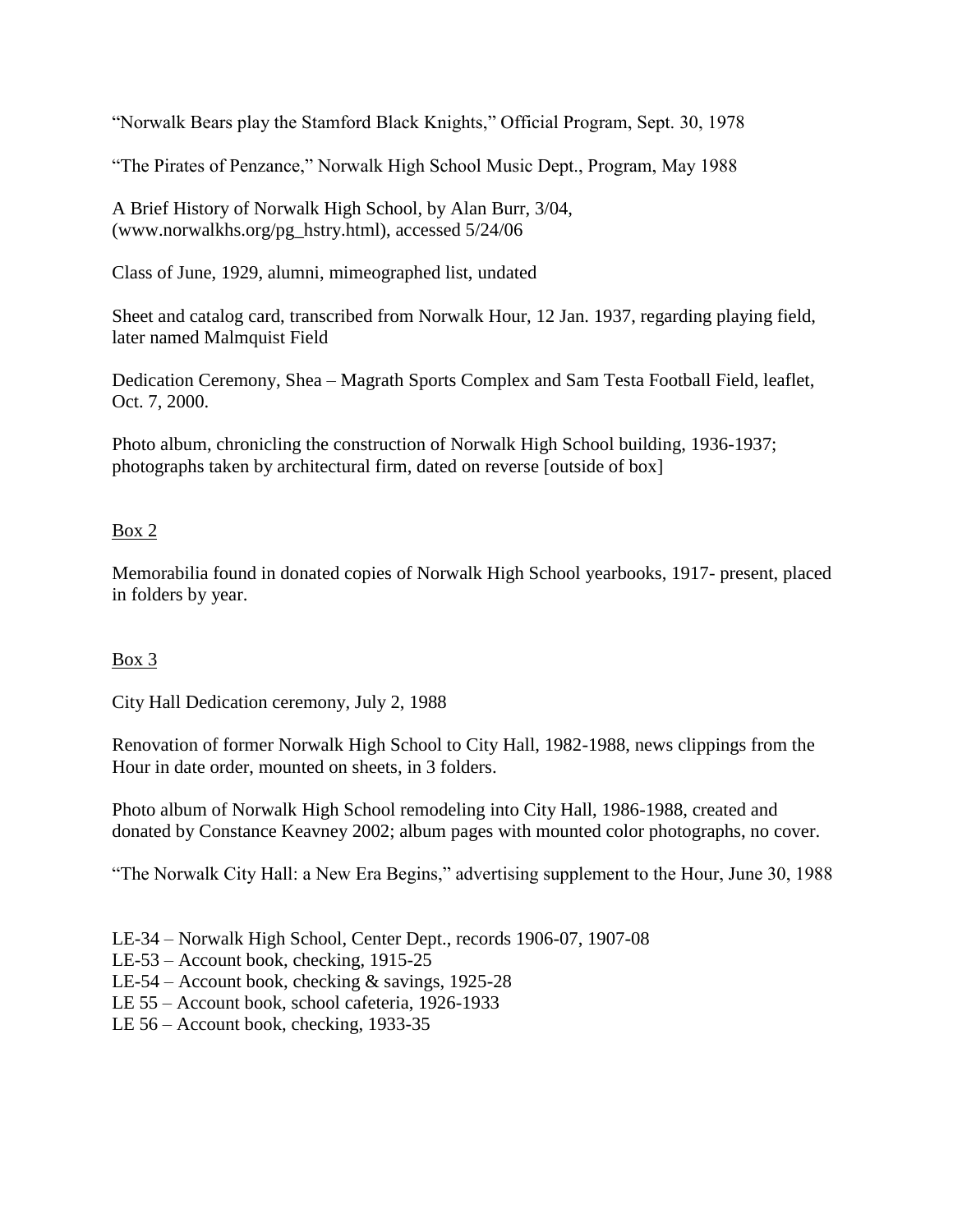"Norwalk Bears play the Stamford Black Knights," Official Program, Sept. 30, 1978

"The Pirates of Penzance," Norwalk High School Music Dept., Program, May 1988

A Brief History of Norwalk High School, by Alan Burr, 3/04, (www.norwalkhs.org/pg_hstry.html), accessed 5/24/06

Class of June, 1929, alumni, mimeographed list, undated

Sheet and catalog card, transcribed from Norwalk Hour, 12 Jan. 1937, regarding playing field, later named Malmquist Field

Dedication Ceremony, Shea – Magrath Sports Complex and Sam Testa Football Field, leaflet, Oct. 7, 2000.

Photo album, chronicling the construction of Norwalk High School building, 1936-1937; photographs taken by architectural firm, dated on reverse [outside of box]

<u>Box 2</u>

Memorabilia found in donated copies of Norwalk High School yearbooks, 1917- present, placed in folders by year.

<u>Box 3</u>

City Hall Dedication ceremony, July 2, 1988

Renovation of former Norwalk High School to City Hall, 1982-1988, news clippings from the Hour in date order, mounted on sheets, in 3 folders.

Photo album of Norwalk High School remodeling into City Hall, 1986-1988, created and donated by Constance Keavney 2002; album pages with mounted color photographs, no cover.

"The Norwalk City Hall: a New Era Begins," advertising supplement to the Hour, June 30, 1988

LE-34 – Norwalk High School, Center Dept., records 1906-07, 1907-08
LE-53 – Account book, checking, 1915-25
LE-54 – Account book, checking & savings, 1925-28
LE 55 – Account book, school cafeteria, 1926-1933
LE 56 – Account book, checking, 1933-35